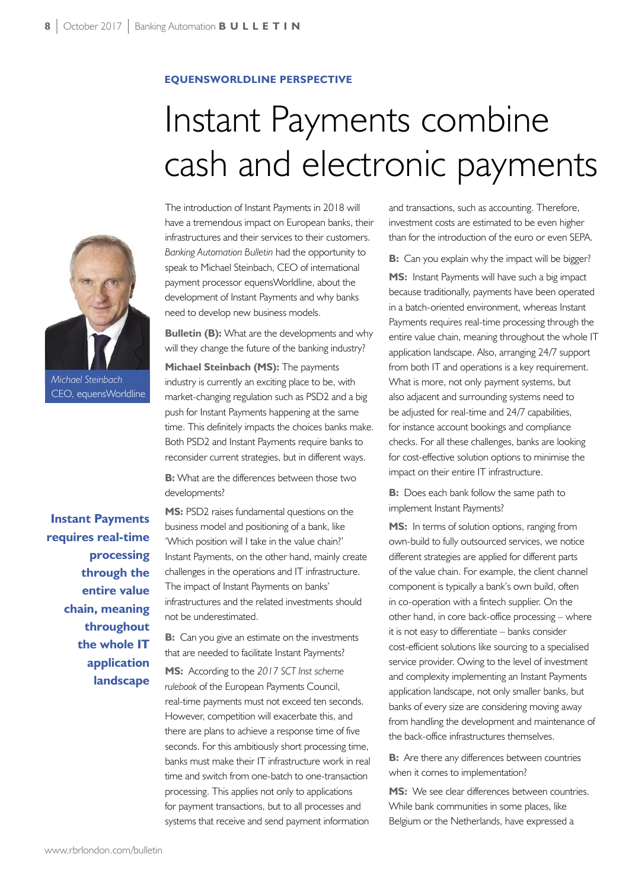**EQUENSWORLDLINE PERSPECTIVE**

# Instant Payments combine cash and electronic payments

Michael Steinbach
CEO, equensWorldline

The introduction of Instant Payments in 2018 will have a tremendous impact on European banks, their infrastructures and their services to their customers. *Banking Automation Bulletin* had the opportunity to speak to Michael Steinbach, CEO of international payment processor equensWorldline, about the development of Instant Payments and why banks need to develop new business models.

**Bulletin (B):** What are the developments and why will they change the future of the banking industry?

**Michael Steinbach (MS):** The payments industry is currently an exciting place to be, with market-changing regulation such as PSD2 and a big push for Instant Payments happening at the same time. This definitely impacts the choices banks make. Both PSD2 and Instant Payments require banks to reconsider current strategies, but in different ways.

**B:** What are the differences between those two developments?

**MS:** PSD2 raises fundamental questions on the business model and positioning of a bank, like 'Which position will I take in the value chain?' Instant Payments, on the other hand, mainly create challenges in the operations and IT infrastructure. The impact of Instant Payments on banks' infrastructures and the related investments should not be underestimated.

**Instant Payments requires real-time processing through the entire value chain, meaning throughout the whole IT application landscape**

**B:** Can you give an estimate on the investments that are needed to facilitate Instant Payments?

**MS:** According to the *2017 SCT Inst scheme rulebook* of the European Payments Council, real-time payments must not exceed ten seconds. However, competition will exacerbate this, and there are plans to achieve a response time of five seconds. For this ambitiously short processing time, banks must make their IT infrastructure work in real time and switch from one-batch to one-transaction processing. This applies not only to applications for payment transactions, but to all processes and systems that receive and send payment information and transactions, such as accounting. Therefore, investment costs are estimated to be even higher than for the introduction of the euro or even SEPA.

**B:** Can you explain why the impact will be bigger?

**MS:** Instant Payments will have such a big impact because traditionally, payments have been operated in a batch-oriented environment, whereas Instant Payments requires real-time processing through the entire value chain, meaning throughout the whole IT application landscape. Also, arranging 24/7 support from both IT and operations is a key requirement. What is more, not only payment systems, but also adjacent and surrounding systems need to be adjusted for real-time and 24/7 capabilities, for instance account bookings and compliance checks. For all these challenges, banks are looking for cost-effective solution options to minimise the impact on their entire IT infrastructure.

**B:** Does each bank follow the same path to implement Instant Payments?

**MS:** In terms of solution options, ranging from own-build to fully outsourced services, we notice different strategies are applied for different parts of the value chain. For example, the client channel component is typically a bank's own build, often in co-operation with a fintech supplier. On the other hand, in core back-office processing – where it is not easy to differentiate – banks consider cost-efficient solutions like sourcing to a specialised service provider. Owing to the level of investment and complexity implementing an Instant Payments application landscape, not only smaller banks, but banks of every size are considering moving away from handling the development and maintenance of the back-office infrastructures themselves.

**B:** Are there any differences between countries when it comes to implementation?

**MS:** We see clear differences between countries. While bank communities in some places, like Belgium or the Netherlands, have expressed a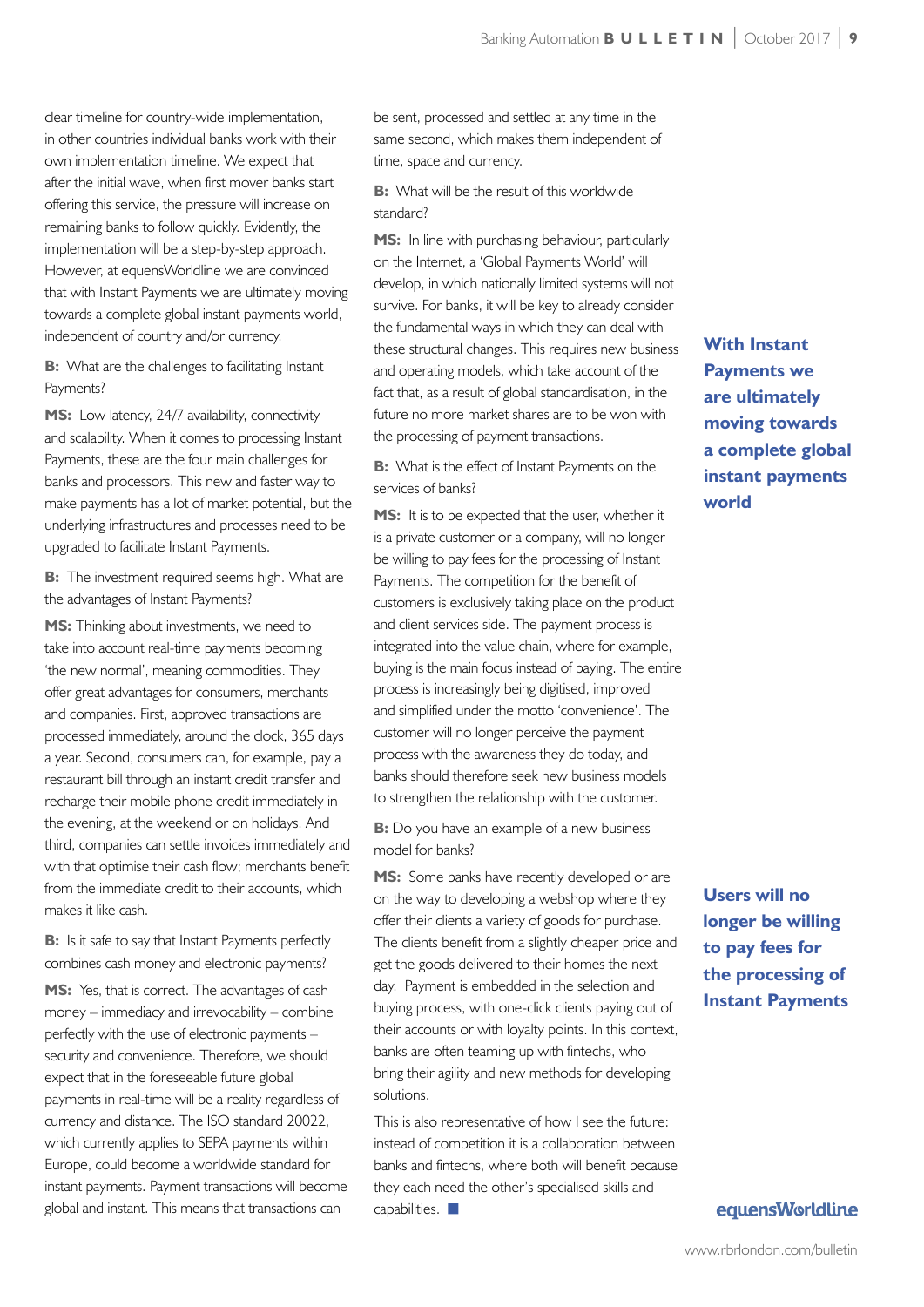clear timeline for country-wide implementation, in other countries individual banks work with their own implementation timeline. We expect that after the initial wave, when first mover banks start offering this service, the pressure will increase on remaining banks to follow quickly. Evidently, the implementation will be a step-by-step approach. However, at equensWorldline we are convinced that with Instant Payments we are ultimately moving towards a complete global instant payments world, independent of country and/or currency.

**B:** What are the challenges to facilitating Instant Payments?

**MS:** Low latency, 24/7 availability, connectivity and scalability. When it comes to processing Instant Payments, these are the four main challenges for banks and processors. This new and faster way to make payments has a lot of market potential, but the underlying infrastructures and processes need to be upgraded to facilitate Instant Payments.

**B:** The investment required seems high. What are the advantages of Instant Payments?

**MS:** Thinking about investments, we need to take into account real-time payments becoming 'the new normal', meaning commodities. They offer great advantages for consumers, merchants and companies. First, approved transactions are processed immediately, around the clock, 365 days a year. Second, consumers can, for example, pay a restaurant bill through an instant credit transfer and recharge their mobile phone credit immediately in the evening, at the weekend or on holidays. And third, companies can settle invoices immediately and with that optimise their cash flow; merchants benefit from the immediate credit to their accounts, which makes it like cash.

**B:** Is it safe to say that Instant Payments perfectly combines cash money and electronic payments?

**MS:** Yes, that is correct. The advantages of cash money – immediacy and irrevocability – combine perfectly with the use of electronic payments – security and convenience. Therefore, we should expect that in the foreseeable future global payments in real-time will be a reality regardless of currency and distance. The ISO standard 20022, which currently applies to SEPA payments within Europe, could become a worldwide standard for instant payments. Payment transactions will become global and instant. This means that transactions can be sent, processed and settled at any time in the same second, which makes them independent of time, space and currency.

**B:** What will be the result of this worldwide standard?

**MS:** In line with purchasing behaviour, particularly on the Internet, a 'Global Payments World' will develop, in which nationally limited systems will not survive. For banks, it will be key to already consider the fundamental ways in which they can deal with these structural changes. This requires new business and operating models, which take account of the fact that, as a result of global standardisation, in the future no more market shares are to be won with the processing of payment transactions.

**With Instant Payments we are ultimately moving towards a complete global instant payments world**

**B:** What is the effect of Instant Payments on the services of banks?

**MS:** It is to be expected that the user, whether it is a private customer or a company, will no longer be willing to pay fees for the processing of Instant Payments. The competition for the benefit of customers is exclusively taking place on the product and client services side. The payment process is integrated into the value chain, where for example, buying is the main focus instead of paying. The entire process is increasingly being digitised, improved and simplified under the motto 'convenience'. The customer will no longer perceive the payment process with the awareness they do today, and banks should therefore seek new business models to strengthen the relationship with the customer.

**B:** Do you have an example of a new business model for banks?

**MS:** Some banks have recently developed or are on the way to developing a webshop where they offer their clients a variety of goods for purchase. The clients benefit from a slightly cheaper price and get the goods delivered to their homes the next day. Payment is embedded in the selection and buying process, with one-click clients paying out of their accounts or with loyalty points. In this context, banks are often teaming up with fintechs, who bring their agility and new methods for developing solutions.

**Users will no longer be willing to pay fees for the processing of Instant Payments**

This is also representative of how I see the future: instead of competition it is a collaboration between banks and fintechs, where both will benefit because they each need the other's specialised skills and capabilities. ■

equensWorldline